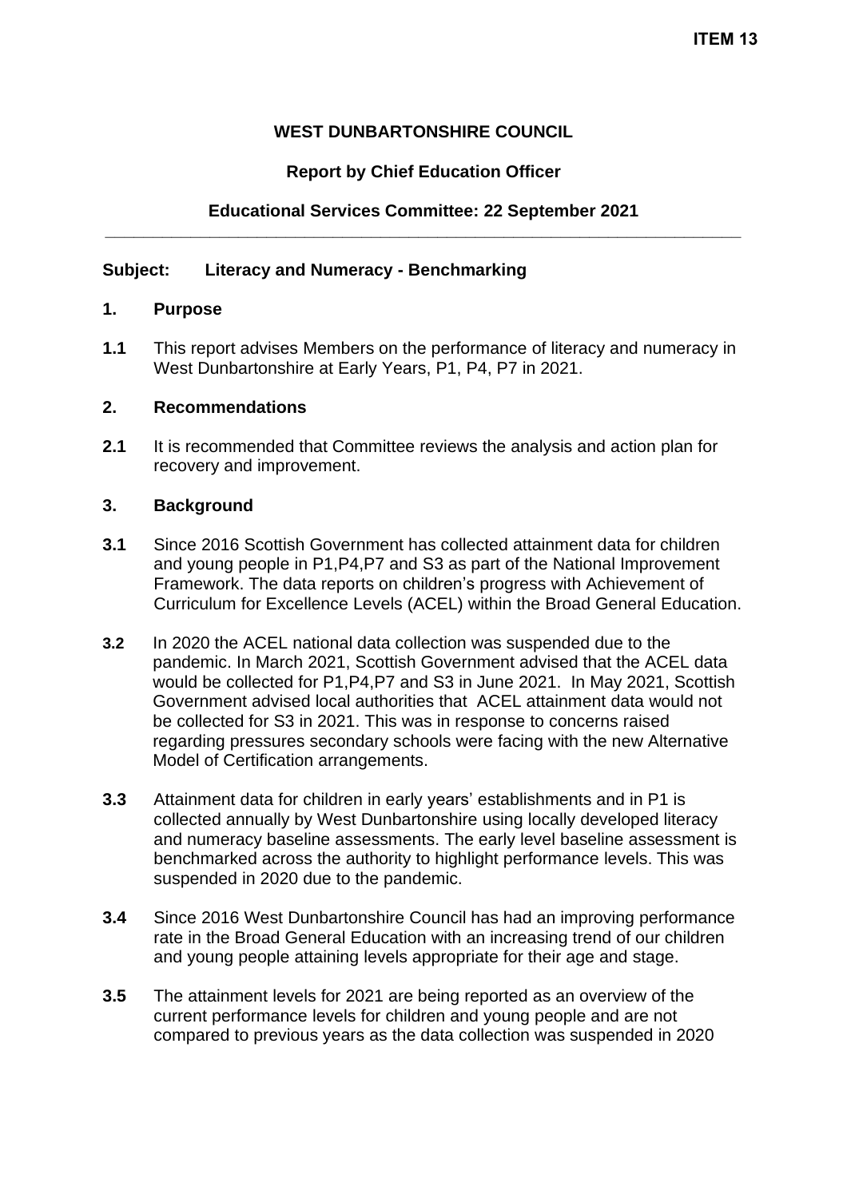**ITEM 13**

**WEST DUNBARTONSHIRE COUNCIL**

**Report by Chief Education Officer**

**Educational Services Committee: 22 September 2021**

---

**Subject: Literacy and Numeracy - Benchmarking**

## 1. Purpose

**1.1** This report advises Members on the performance of literacy and numeracy in West Dunbartonshire at Early Years, P1, P4, P7 in 2021.

## 2. Recommendations

**2.1** It is recommended that Committee reviews the analysis and action plan for recovery and improvement.

## 3. Background

**3.1** Since 2016 Scottish Government has collected attainment data for children and young people in P1,P4,P7 and S3 as part of the National Improvement Framework. The data reports on children's progress with Achievement of Curriculum for Excellence Levels (ACEL) within the Broad General Education.

**3.2** In 2020 the ACEL national data collection was suspended due to the pandemic. In March 2021, Scottish Government advised that the ACEL data would be collected for P1,P4,P7 and S3 in June 2021. In May 2021, Scottish Government advised local authorities that ACEL attainment data would not be collected for S3 in 2021. This was in response to concerns raised regarding pressures secondary schools were facing with the new Alternative Model of Certification arrangements.

**3.3** Attainment data for children in early years' establishments and in P1 is collected annually by West Dunbartonshire using locally developed literacy and numeracy baseline assessments. The early level baseline assessment is benchmarked across the authority to highlight performance levels. This was suspended in 2020 due to the pandemic.

**3.4** Since 2016 West Dunbartonshire Council has had an improving performance rate in the Broad General Education with an increasing trend of our children and young people attaining levels appropriate for their age and stage.

**3.5** The attainment levels for 2021 are being reported as an overview of the current performance levels for children and young people and are not compared to previous years as the data collection was suspended in 2020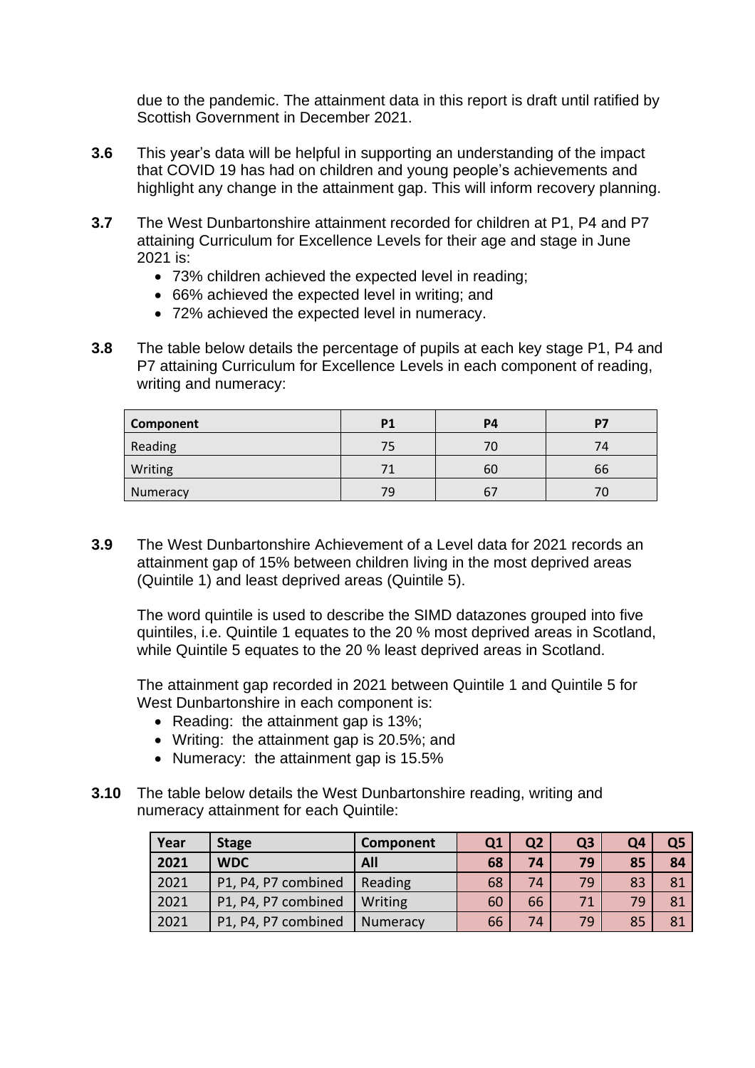due to the pandemic. The attainment data in this report is draft until ratified by Scottish Government in December 2021.

**3.6** This year's data will be helpful in supporting an understanding of the impact that COVID 19 has had on children and young people's achievements and highlight any change in the attainment gap. This will inform recovery planning.

**3.7** The West Dunbartonshire attainment recorded for children at P1, P4 and P7 attaining Curriculum for Excellence Levels for their age and stage in June 2021 is:

- 73% children achieved the expected level in reading;
- 66% achieved the expected level in writing; and
- 72% achieved the expected level in numeracy.

**3.8** The table below details the percentage of pupils at each key stage P1, P4 and P7 attaining Curriculum for Excellence Levels in each component of reading, writing and numeracy:

| Component | P1 | P4 | P7 |
|---|---|---|---|
| Reading | 75 | 70 | 74 |
| Writing | 71 | 60 | 66 |
| Numeracy | 79 | 67 | 70 |

**3.9** The West Dunbartonshire Achievement of a Level data for 2021 records an attainment gap of 15% between children living in the most deprived areas (Quintile 1) and least deprived areas (Quintile 5).

The word quintile is used to describe the SIMD datazones grouped into five quintiles, i.e. Quintile 1 equates to the 20 % most deprived areas in Scotland, while Quintile 5 equates to the 20 % least deprived areas in Scotland.

The attainment gap recorded in 2021 between Quintile 1 and Quintile 5 for West Dunbartonshire in each component is:

- Reading: the attainment gap is 13%;
- Writing: the attainment gap is 20.5%; and
- Numeracy: the attainment gap is 15.5%

**3.10** The table below details the West Dunbartonshire reading, writing and numeracy attainment for each Quintile:

| Year | Stage | Component | Q1 | Q2 | Q3 | Q4 | Q5 |
|---|---|---|---|---|---|---|---|
| **2021** | **WDC** | **All** | **68** | **74** | **79** | **85** | **84** |
| 2021 | P1, P4, P7 combined | Reading | 68 | 74 | 79 | 83 | 81 |
| 2021 | P1, P4, P7 combined | Writing | 60 | 66 | 71 | 79 | 81 |
| 2021 | P1, P4, P7 combined | Numeracy | 66 | 74 | 79 | 85 | 81 |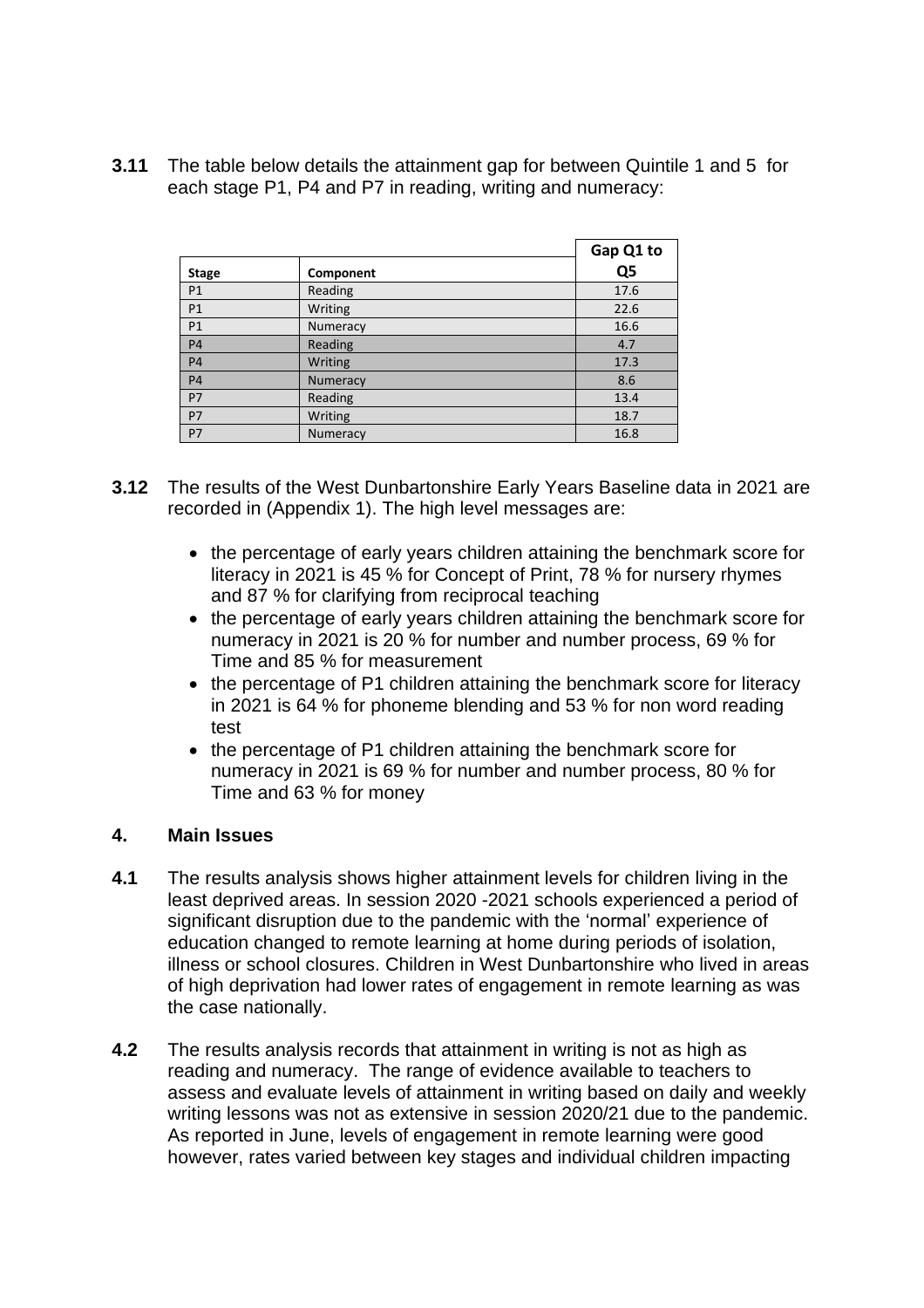**3.11** The table below details the attainment gap for between Quintile 1 and 5 for each stage P1, P4 and P7 in reading, writing and numeracy:

| Stage | Component | Gap Q1 to Q5 |
|---|---|---|
| P1 | Reading | 17.6 |
| P1 | Writing | 22.6 |
| P1 | Numeracy | 16.6 |
| P4 | Reading | 4.7 |
| P4 | Writing | 17.3 |
| P4 | Numeracy | 8.6 |
| P7 | Reading | 13.4 |
| P7 | Writing | 18.7 |
| P7 | Numeracy | 16.8 |

**3.12** The results of the West Dunbartonshire Early Years Baseline data in 2021 are recorded in (Appendix 1). The high level messages are:

- the percentage of early years children attaining the benchmark score for literacy in 2021 is 45 % for Concept of Print, 78 % for nursery rhymes and 87 % for clarifying from reciprocal teaching
- the percentage of early years children attaining the benchmark score for numeracy in 2021 is 20 % for number and number process, 69 % for Time and 85 % for measurement
- the percentage of P1 children attaining the benchmark score for literacy in 2021 is 64 % for phoneme blending and 53 % for non word reading test
- the percentage of P1 children attaining the benchmark score for numeracy in 2021 is 69 % for number and number process, 80 % for Time and 63 % for money

## 4. Main Issues

**4.1** The results analysis shows higher attainment levels for children living in the least deprived areas. In session 2020 -2021 schools experienced a period of significant disruption due to the pandemic with the 'normal' experience of education changed to remote learning at home during periods of isolation, illness or school closures. Children in West Dunbartonshire who lived in areas of high deprivation had lower rates of engagement in remote learning as was the case nationally.

**4.2** The results analysis records that attainment in writing is not as high as reading and numeracy. The range of evidence available to teachers to assess and evaluate levels of attainment in writing based on daily and weekly writing lessons was not as extensive in session 2020/21 due to the pandemic. As reported in June, levels of engagement in remote learning were good however, rates varied between key stages and individual children impacting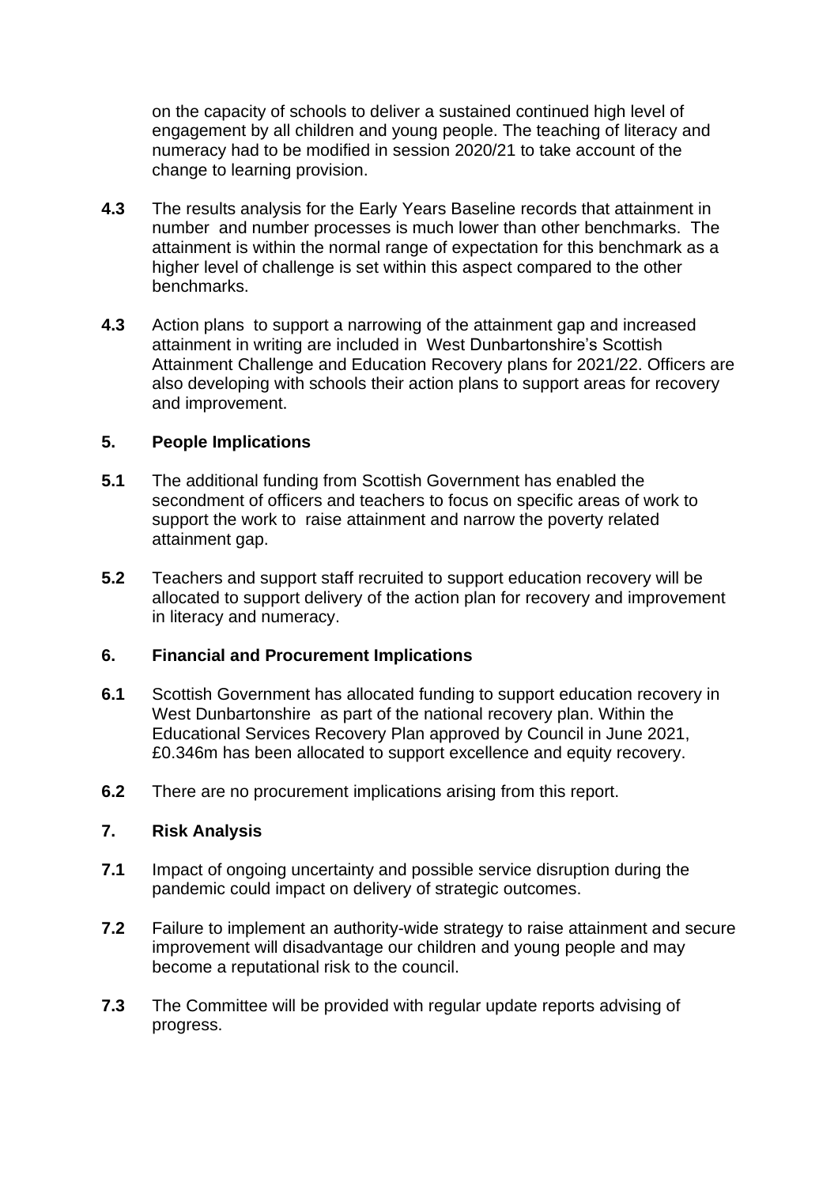on the capacity of schools to deliver a sustained continued high level of engagement by all children and young people. The teaching of literacy and numeracy had to be modified in session 2020/21 to take account of the change to learning provision.

**4.3** The results analysis for the Early Years Baseline records that attainment in number and number processes is much lower than other benchmarks. The attainment is within the normal range of expectation for this benchmark as a higher level of challenge is set within this aspect compared to the other benchmarks.

**4.3** Action plans to support a narrowing of the attainment gap and increased attainment in writing are included in West Dunbartonshire's Scottish Attainment Challenge and Education Recovery plans for 2021/22. Officers are also developing with schools their action plans to support areas for recovery and improvement.

## 5. People Implications

**5.1** The additional funding from Scottish Government has enabled the secondment of officers and teachers to focus on specific areas of work to support the work to raise attainment and narrow the poverty related attainment gap.

**5.2** Teachers and support staff recruited to support education recovery will be allocated to support delivery of the action plan for recovery and improvement in literacy and numeracy.

## 6. Financial and Procurement Implications

**6.1** Scottish Government has allocated funding to support education recovery in West Dunbartonshire as part of the national recovery plan. Within the Educational Services Recovery Plan approved by Council in June 2021, £0.346m has been allocated to support excellence and equity recovery.

**6.2** There are no procurement implications arising from this report.

## 7. Risk Analysis

**7.1** Impact of ongoing uncertainty and possible service disruption during the pandemic could impact on delivery of strategic outcomes.

**7.2** Failure to implement an authority-wide strategy to raise attainment and secure improvement will disadvantage our children and young people and may become a reputational risk to the council.

**7.3** The Committee will be provided with regular update reports advising of progress.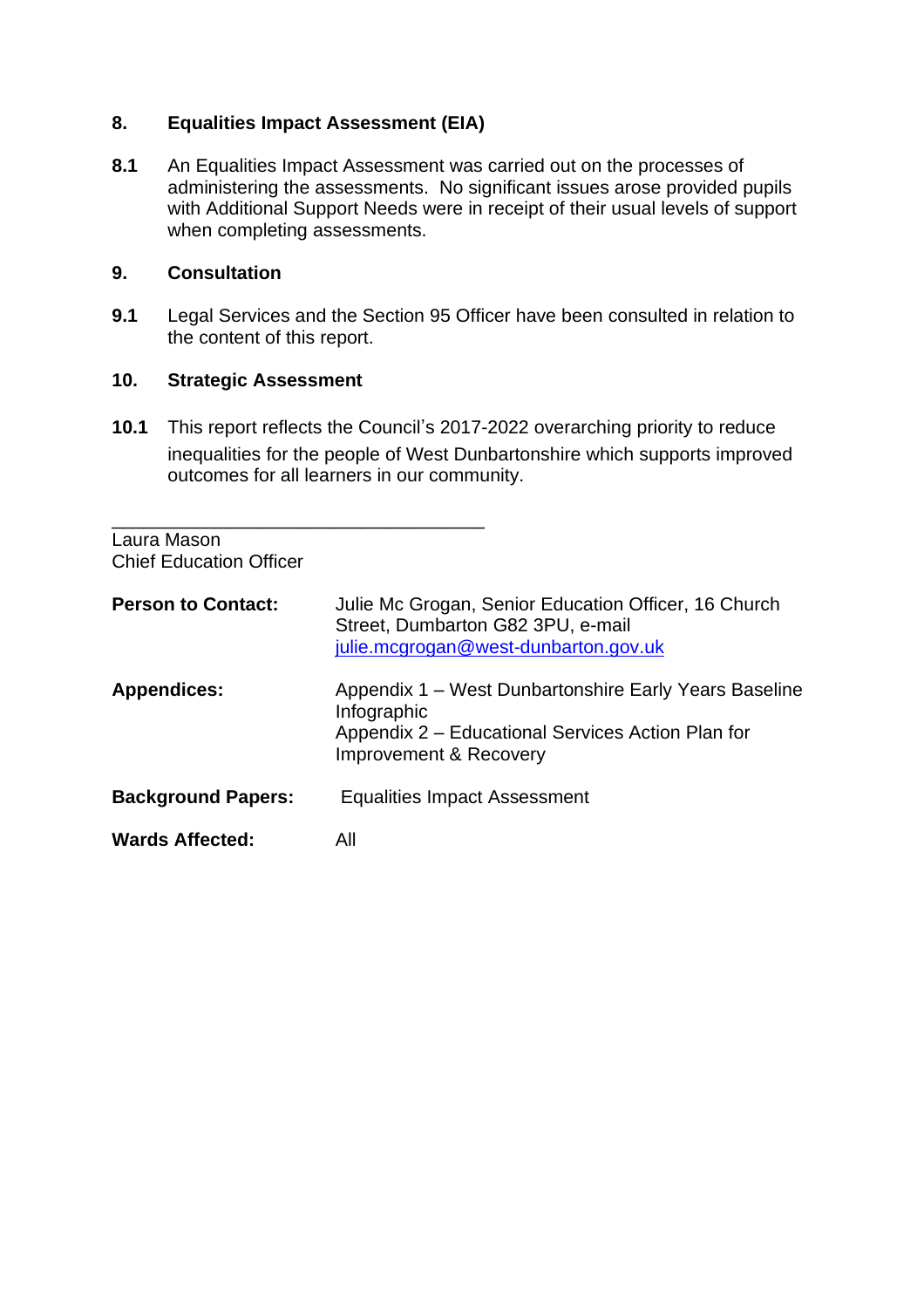## 8. Equalities Impact Assessment (EIA)

**8.1** An Equalities Impact Assessment was carried out on the processes of administering the assessments. No significant issues arose provided pupils with Additional Support Needs were in receipt of their usual levels of support when completing assessments.

## 9. Consultation

**9.1** Legal Services and the Section 95 Officer have been consulted in relation to the content of this report.

## 10. Strategic Assessment

**10.1** This report reflects the Council's 2017-2022 overarching priority to reduce inequalities for the people of West Dunbartonshire which supports improved outcomes for all learners in our community.

\_\_\_\_\_\_\_\_\_\_\_\_\_\_\_\_\_\_\_\_\_\_\_\_\_\_\_\_\_\_\_\_\_\_\_\_

Laura Mason
Chief Education Officer

**Person to Contact:** Julie Mc Grogan, Senior Education Officer, 16 Church Street, Dumbarton G82 3PU, e-mail julie.mcgrogan@west-dunbarton.gov.uk

**Appendices:** Appendix 1 – West Dunbartonshire Early Years Baseline Infographic
Appendix 2 – Educational Services Action Plan for Improvement & Recovery

**Background Papers:** Equalities Impact Assessment

**Wards Affected:** All